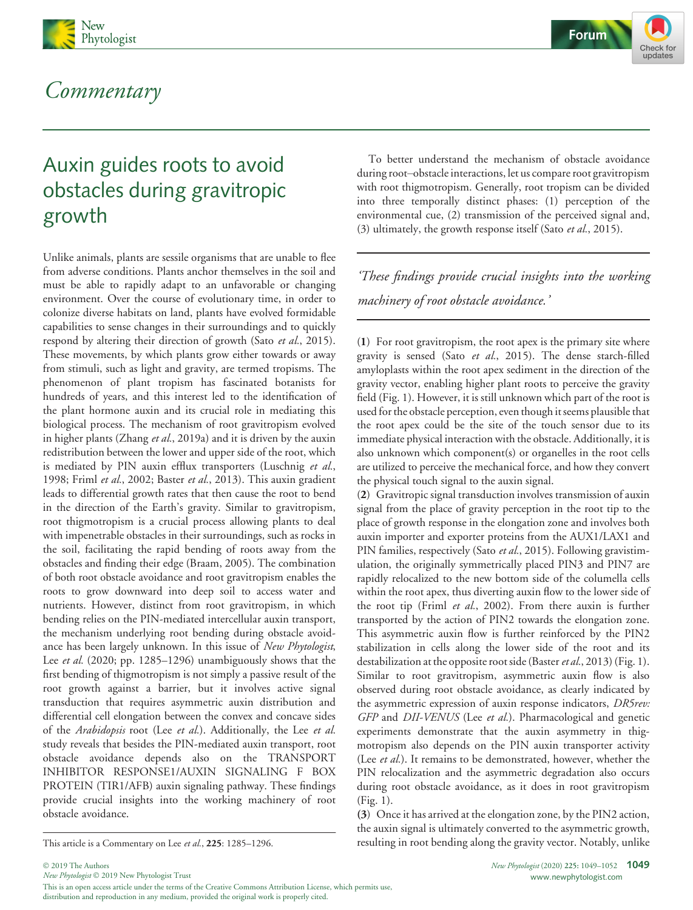# Commentary

## Auxin guides roots to avoid obstacles during gravitropic growth

Unlike animals, plants are sessile organisms that are unable to flee from adverse conditions. Plants anchor themselves in the soil and must be able to rapidly adapt to an unfavorable or changing environment. Over the course of evolutionary time, in order to colonize diverse habitats on land, plants have evolved formidable capabilities to sense changes in their surroundings and to quickly respond by altering their direction of growth (Sato *et al.*, 2015). These movements, by which plants grow either towards or away from stimuli, such as light and gravity, are termed tropisms. The phenomenon of plant tropism has fascinated botanists for hundreds of years, and this interest led to the identification of the plant hormone auxin and its crucial role in mediating this biological process. The mechanism of root gravitropism evolved in higher plants (Zhang *et al.*, 2019a) and it is driven by the auxin redistribution between the lower and upper side of the root, which is mediated by PIN auxin efflux transporters (Luschnig *et al.*, 1998; Friml *et al.*, 2002; Baster *et al.*, 2013). This auxin gradient leads to differential growth rates that then cause the root to bend in the direction of the Earth's gravity. Similar to gravitropism, root thigmotropism is a crucial process allowing plants to deal with impenetrable obstacles in their surroundings, such as rocks in the soil, facilitating the rapid bending of roots away from the obstacles and finding their edge (Braam, 2005). The combination of both root obstacle avoidance and root gravitropism enables the roots to grow downward into deep soil to access water and nutrients. However, distinct from root gravitropism, in which bending relies on the PIN-mediated intercellular auxin transport, the mechanism underlying root bending during obstacle avoidance has been largely unknown. In this issue of *New Phytologist*, Lee *et al.* (2020; pp. 1285–1296) unambiguously shows that the first bending of thigmotropism is not simply a passive result of the root growth against a barrier, but it involves active signal transduction that requires asymmetric auxin distribution and differential cell elongation between the convex and concave sides of the *Arabidopsis* root (Lee *et al.*). Additionally, the Lee *et al.* study reveals that besides the PIN-mediated auxin transport, root obstacle avoidance depends also on the TRANSPORT INHIBITOR RESPONSE1/AUXIN SIGNALING F BOX PROTEIN (TIR1/AFB) auxin signaling pathway. These findings provide crucial insights into the working machinery of root obstacle avoidance.

This article is a Commentary on Lee *et al.*, **225**: 1285–1296.

To better understand the mechanism of obstacle avoidance during root–obstacle interactions, let us compare root gravitropism with root thigmotropism. Generally, root tropism can be divided into three temporally distinct phases: (1) perception of the environmental cue, (2) transmission of the perceived signal and, (3) ultimately, the growth response itself (Sato *et al.*, 2015).

> *'These findings provide crucial insights into the working machinery of root obstacle avoidance.'*

(**1**) For root gravitropism, the root apex is the primary site where gravity is sensed (Sato *et al.*, 2015). The dense starch-filled amyloplasts within the root apex sediment in the direction of the gravity vector, enabling higher plant roots to perceive the gravity field (Fig. 1). However, it is still unknown which part of the root is used for the obstacle perception, even though it seems plausible that the root apex could be the site of the touch sensor due to its immediate physical interaction with the obstacle. Additionally, it is also unknown which component(s) or organelles in the root cells are utilized to perceive the mechanical force, and how they convert the physical touch signal to the auxin signal.

(**2**) Gravitropic signal transduction involves transmission of auxin signal from the place of gravity perception in the root tip to the place of growth response in the elongation zone and involves both auxin importer and exporter proteins from the AUX1/LAX1 and PIN families, respectively (Sato *et al.*, 2015). Following gravistimulation, the originally symmetrically placed PIN3 and PIN7 are rapidly relocalized to the new bottom side of the columella cells within the root apex, thus diverting auxin flow to the lower side of the root tip (Friml *et al.*, 2002). From there auxin is further transported by the action of PIN2 towards the elongation zone. This asymmetric auxin flow is further reinforced by the PIN2 stabilization in cells along the lower side of the root and its destabilization at the opposite root side (Baster *et al.*, 2013) (Fig. 1). Similar to root gravitropism, asymmetric auxin flow is also observed during root obstacle avoidance, as clearly indicated by the asymmetric expression of auxin response indicators, *DR5rev:GFP* and *DII-VENUS* (Lee *et al.*). Pharmacological and genetic experiments demonstrate that the auxin asymmetry in thigmotropism also depends on the PIN auxin transporter activity (Lee *et al.*). It remains to be demonstrated, however, whether the PIN relocalization and the asymmetric degradation also occurs during root obstacle avoidance, as it does in root gravitropism (Fig. 1).

(**3**) Once it has arrived at the elongation zone, by the PIN2 action, the auxin signal is ultimately converted to the asymmetric growth, resulting in root bending along the gravity vector. Notably, unlike

© 2019 The Authors
*New Phytologist* © 2019 New Phytologist Trust
This is an open access article under the terms of the Creative Commons Attribution License, which permits use, distribution and reproduction in any medium, provided the original work is properly cited.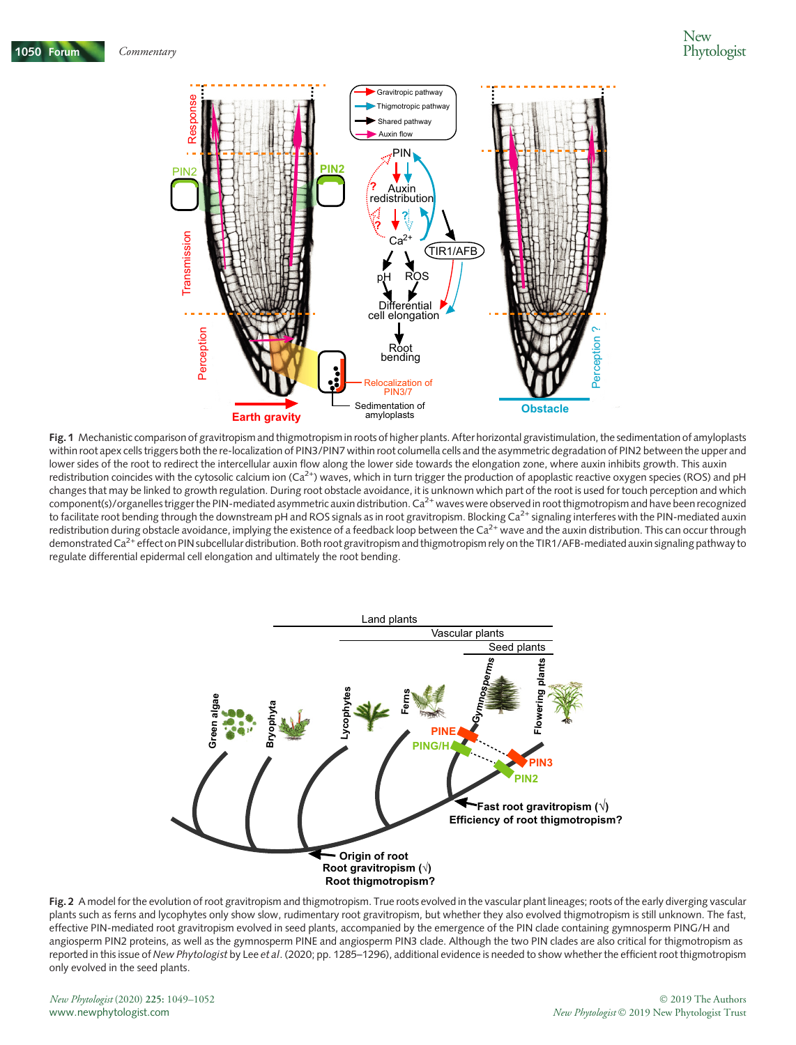**Fig. 1** Mechanistic comparison of gravitropism and thigmotropism in roots of higher plants. After horizontal gravistimulation, the sedimentation of amyloplasts within root apex cells triggers both the re-localization of PIN3/PIN7 within root columella cells and the asymmetric degradation of PIN2 between the upper and lower sides of the root to redirect the intercellular auxin flow along the lower side towards the elongation zone, where auxin inhibits growth. This auxin redistribution coincides with the cytosolic calcium ion ($Ca^{2+}$) waves, which in turn trigger the production of apoplastic reactive oxygen species (ROS) and pH changes that may be linked to growth regulation. During root obstacle avoidance, it is unknown which part of the root is used for touch perception and which component(s)/organelles trigger the PIN-mediated asymmetric auxin distribution. $Ca^{2+}$ waves were observed in root thigmotropism and have been recognized to facilitate root bending through the downstream pH and ROS signals as in root gravitropism. Blocking $Ca^{2+}$ signaling interferes with the PIN-mediated auxin redistribution during obstacle avoidance, implying the existence of a feedback loop between the $Ca^{2+}$ wave and the auxin distribution. This can occur through demonstrated $Ca^{2+}$ effect on PIN subcellular distribution. Both root gravitropism and thigmotropism rely on the TIR1/AFB-mediated auxin signaling pathway to regulate differential epidermal cell elongation and ultimately the root bending.

**Fig. 2** A model for the evolution of root gravitropism and thigmotropism. True roots evolved in the vascular plant lineages; roots of the early diverging vascular plants such as ferns and lycophytes only show slow, rudimentary root gravitropism, but whether they also evolved thigmotropism is still unknown. The fast, effective PIN-mediated root gravitropism evolved in seed plants, accompanied by the emergence of the PIN clade containing gymnosperm PING/H and angiosperm PIN2 proteins, as well as the gymnosperm PINE and angiosperm PIN3 clade. Although the two PIN clades are also critical for thigmotropism as reported in this issue of *New Phytologist* by Lee *et al*. (2020; pp. 1285–1296), additional evidence is needed to show whether the efficient root thigmotropism only evolved in the seed plants.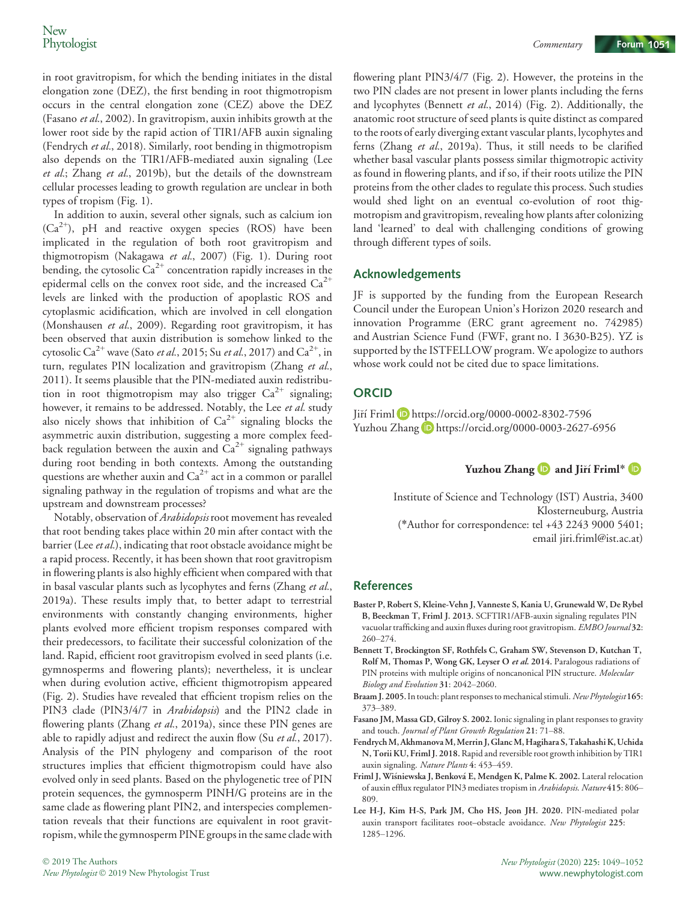in root gravitropism, for which the bending initiates in the distal elongation zone (DEZ), the first bending in root thigmotropism occurs in the central elongation zone (CEZ) above the DEZ (Fasano *et al.*, 2002). In gravitropism, auxin inhibits growth at the lower root side by the rapid action of TIR1/AFB auxin signaling (Fendrych *et al.*, 2018). Similarly, root bending in thigmotropism also depends on the TIR1/AFB-mediated auxin signaling (Lee *et al.*; Zhang *et al.*, 2019b), but the details of the downstream cellular processes leading to growth regulation are unclear in both types of tropism (Fig. 1).

In addition to auxin, several other signals, such as calcium ion ($Ca^{2+}$), pH and reactive oxygen species (ROS) have been implicated in the regulation of both root gravitropism and thigmotropism (Nakagawa *et al.*, 2007) (Fig. 1). During root bending, the cytosolic $Ca^{2+}$ concentration rapidly increases in the epidermal cells on the convex root side, and the increased $Ca^{2+}$ levels are linked with the production of apoplastic ROS and cytoplasmic acidification, which are involved in cell elongation (Monshausen *et al.*, 2009). Regarding root gravitropism, it has been observed that auxin distribution is somehow linked to the cytosolic $Ca^{2+}$ wave (Sato *et al.*, 2015; Su *et al.*, 2017) and $Ca^{2+}$, in turn, regulates PIN localization and gravitropism (Zhang *et al.*, 2011). It seems plausible that the PIN-mediated auxin redistribution in root thigmotropism may also trigger $Ca^{2+}$ signaling; however, it remains to be addressed. Notably, the Lee *et al.* study also nicely shows that inhibition of $Ca^{2+}$ signaling blocks the asymmetric auxin distribution, suggesting a more complex feedback regulation between the auxin and $Ca^{2+}$ signaling pathways during root bending in both contexts. Among the outstanding questions are whether auxin and $Ca^{2+}$ act in a common or parallel signaling pathway in the regulation of tropisms and what are the upstream and downstream processes?

Notably, observation of *Arabidopsis* root movement has revealed that root bending takes place within 20 min after contact with the barrier (Lee *et al.*), indicating that root obstacle avoidance might be a rapid process. Recently, it has been shown that root gravitropism in flowering plants is also highly efficient when compared with that in basal vascular plants such as lycophytes and ferns (Zhang *et al.*, 2019a). These results imply that, to better adapt to terrestrial environments with constantly changing environments, higher plants evolved more efficient tropism responses compared with their predecessors, to facilitate their successful colonization of the land. Rapid, efficient root gravitropism evolved in seed plants (i.e. gymnosperms and flowering plants); nevertheless, it is unclear when during evolution active, efficient thigmotropism appeared (Fig. 2). Studies have revealed that efficient tropism relies on the PIN3 clade (PIN3/4/7 in *Arabidopsis*) and the PIN2 clade in flowering plants (Zhang *et al.*, 2019a), since these PIN genes are able to rapidly adjust and redirect the auxin flow (Su *et al.*, 2017). Analysis of the PIN phylogeny and comparison of the root structures implies that efficient thigmotropism could have also evolved only in seed plants. Based on the phylogenetic tree of PIN protein sequences, the gymnosperm PINH/G proteins are in the same clade as flowering plant PIN2, and interspecies complementation reveals that their functions are equivalent in root gravitropism, while the gymnosperm PINE groups in the same clade with flowering plant PIN3/4/7 (Fig. 2). However, the proteins in the two PIN clades are not present in lower plants including the ferns and lycophytes (Bennett *et al.*, 2014) (Fig. 2). Additionally, the anatomic root structure of seed plants is quite distinct as compared to the roots of early diverging extant vascular plants, lycophytes and ferns (Zhang *et al.*, 2019a). Thus, it still needs to be clarified whether basal vascular plants possess similar thigmotropic activity as found in flowering plants, and if so, if their roots utilize the PIN proteins from the other clades to regulate this process. Such studies would shed light on an eventual co-evolution of root thigmotropism and gravitropism, revealing how plants after colonizing land 'learned' to deal with challenging conditions of growing through different types of soils.

## Acknowledgements

JF is supported by the funding from the European Research Council under the European Union's Horizon 2020 research and innovation Programme (ERC grant agreement no. 742985) and Austrian Science Fund (FWF, grant no. I 3630-B25). YZ is supported by the ISTFELLOW program. We apologize to authors whose work could not be cited due to space limitations.

## ORCID

Jiří Friml https://orcid.org/0000-0002-8302-7596
Yuzhou Zhang https://orcid.org/0000-0003-2627-6956

**Yuzhou Zhang and Jiří Friml***

Institute of Science and Technology (IST) Austria, 3400 Klosterneuburg, Austria
(*Author for correspondence: tel +43 2243 9000 5401; email jiri.friml@ist.ac.at)

## References

**Baster P, Robert S, Kleine-Vehn J, Vanneste S, Kania U, Grunewald W, De Rybel B, Beeckman T, Friml J. 2013.** SCFTIR1/AFB-auxin signaling regulates PIN vacuolar trafficking and auxin fluxes during root gravitropism. *EMBO Journal* **32**: 260–274.

**Bennett T, Brockington SF, Rothfels C, Graham SW, Stevenson D, Kutchan T, Rolf M, Thomas P, Wong GK, Leyser O *et al.* 2014.** Paralogous radiations of PIN proteins with multiple origins of noncanonical PIN structure. *Molecular Biology and Evolution* **31**: 2042–2060.

**Braam J. 2005.** In touch: plant responses to mechanical stimuli. *New Phytologist* **165**: 373–389.

**Fasano JM, Massa GD, Gilroy S. 2002.** Ionic signaling in plant responses to gravity and touch. *Journal of Plant Growth Regulation* **21**: 71–88.

**Fendrych M, Akhmanova M, Merrin J, Glanc M, Hagihara S, Takahashi K, Uchida N, Torii KU, Friml J. 2018.** Rapid and reversible root growth inhibition by TIR1 auxin signaling. *Nature Plants* **4**: 453–459.

**Friml J, Wiśniewska J, Benková E, Mendgen K, Palme K. 2002.** Lateral relocation of auxin efflux regulator PIN3 mediates tropism in *Arabidopsis*. *Nature* **415**: 806–809.

**Lee H-J, Kim H-S, Park JM, Cho HS, Jeon JH. 2020.** PIN-mediated polar auxin transport facilitates root–obstacle avoidance. *New Phytologist* **225**: 1285–1296.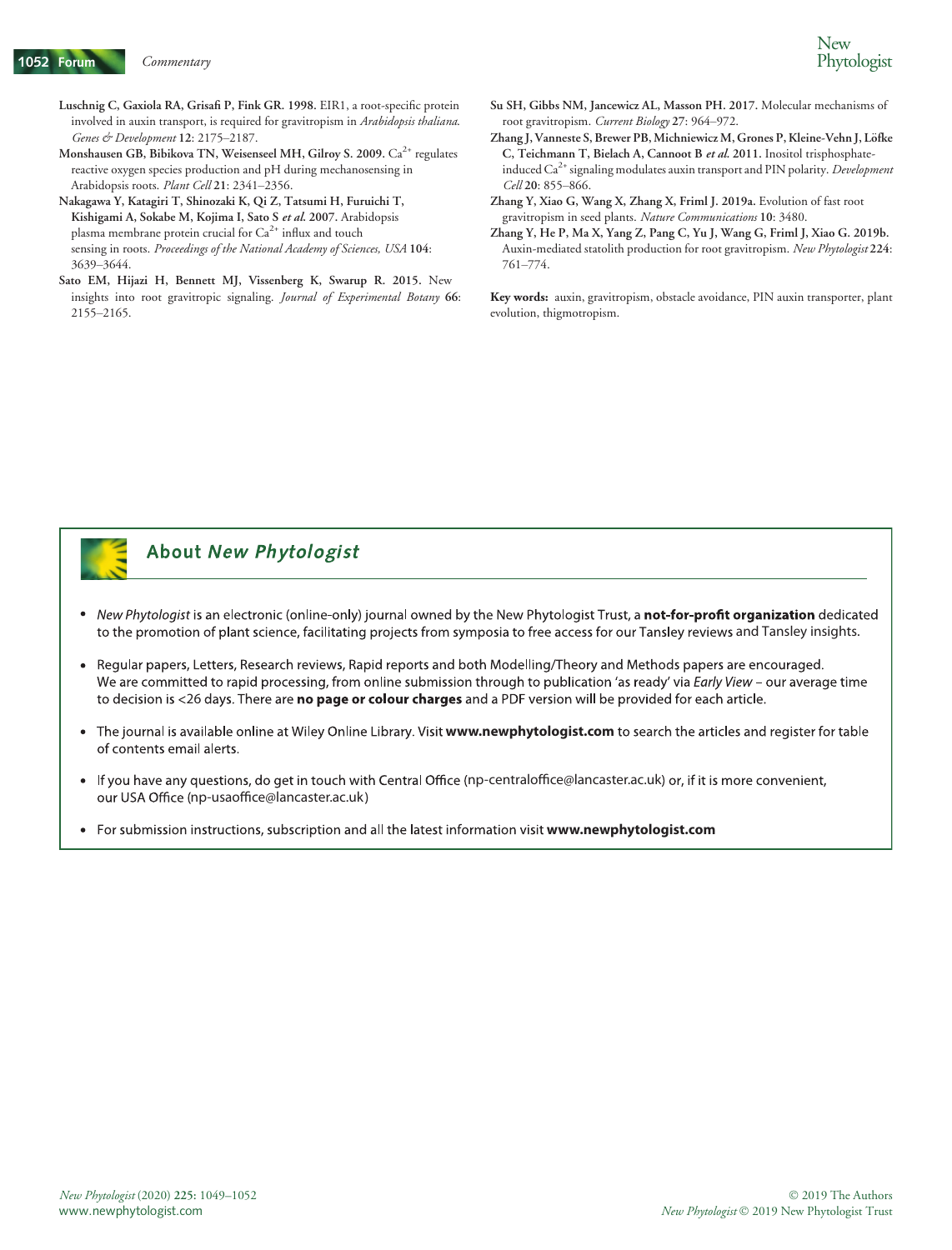Luschnig C, Gaxiola RA, Grisafi P, Fink GR. 1998. EIR1, a root-specific protein involved in auxin transport, is required for gravitropism in *Arabidopsis thaliana*. *Genes & Development* 12: 2175–2187.

Monshausen GB, Bibikova TN, Weisenseel MH, Gilroy S. 2009. $Ca^{2+}$ regulates reactive oxygen species production and pH during mechanosensing in Arabidopsis roots. *Plant Cell* 21: 2341–2356.

Nakagawa Y, Katagiri T, Shinozaki K, Qi Z, Tatsumi H, Furuichi T, Kishigami A, Sokabe M, Kojima I, Sato S *et al.* 2007. Arabidopsis plasma membrane protein crucial for $Ca^{2+}$ influx and touch sensing in roots. *Proceedings of the National Academy of Sciences, USA* 104: 3639–3644.

Sato EM, Hijazi H, Bennett MJ, Vissenberg K, Swarup R. 2015. New insights into root gravitropic signaling. *Journal of Experimental Botany* 66: 2155–2165.

Su SH, Gibbs NM, Jancewicz AL, Masson PH. 2017. Molecular mechanisms of root gravitropism. *Current Biology* 27: 964–972.

Zhang J, Vanneste S, Brewer PB, Michniewicz M, Grones P, Kleine-Vehn J, Löfke C, Teichmann T, Bielach A, Cannoot B *et al.* 2011. Inositol trisphosphate-induced $Ca^{2+}$ signaling modulates auxin transport and PIN polarity. *Development Cell* 20: 855–866.

Zhang Y, Xiao G, Wang X, Zhang X, Friml J. 2019a. Evolution of fast root gravitropism in seed plants. *Nature Communications* 10: 3480.

Zhang Y, He P, Ma X, Yang Z, Pang C, Yu J, Wang G, Friml J, Xiao G. 2019b. Auxin-mediated statolith production for root gravitropism. *New Phytologist* 224: 761–774.

**Key words:** auxin, gravitropism, obstacle avoidance, PIN auxin transporter, plant evolution, thigmotropism.

## About *New Phytologist*

- *New Phytologist* is an electronic (online-only) journal owned by the New Phytologist Trust, a **not-for-profit organization** dedicated to the promotion of plant science, facilitating projects from symposia to free access for our Tansley reviews and Tansley insights.
- Regular papers, Letters, Research reviews, Rapid reports and both Modelling/Theory and Methods papers are encouraged. We are committed to rapid processing, from online submission through to publication 'as ready' via *Early View* – our average time to decision is <26 days. There are **no page or colour charges** and a PDF version will be provided for each article.
- The journal is available online at Wiley Online Library. Visit **www.newphytologist.com** to search the articles and register for table of contents email alerts.
- If you have any questions, do get in touch with Central Office (np-centraloffice@lancaster.ac.uk) or, if it is more convenient, our USA Office (np-usaoffice@lancaster.ac.uk)
- For submission instructions, subscription and all the latest information visit **www.newphytologist.com**